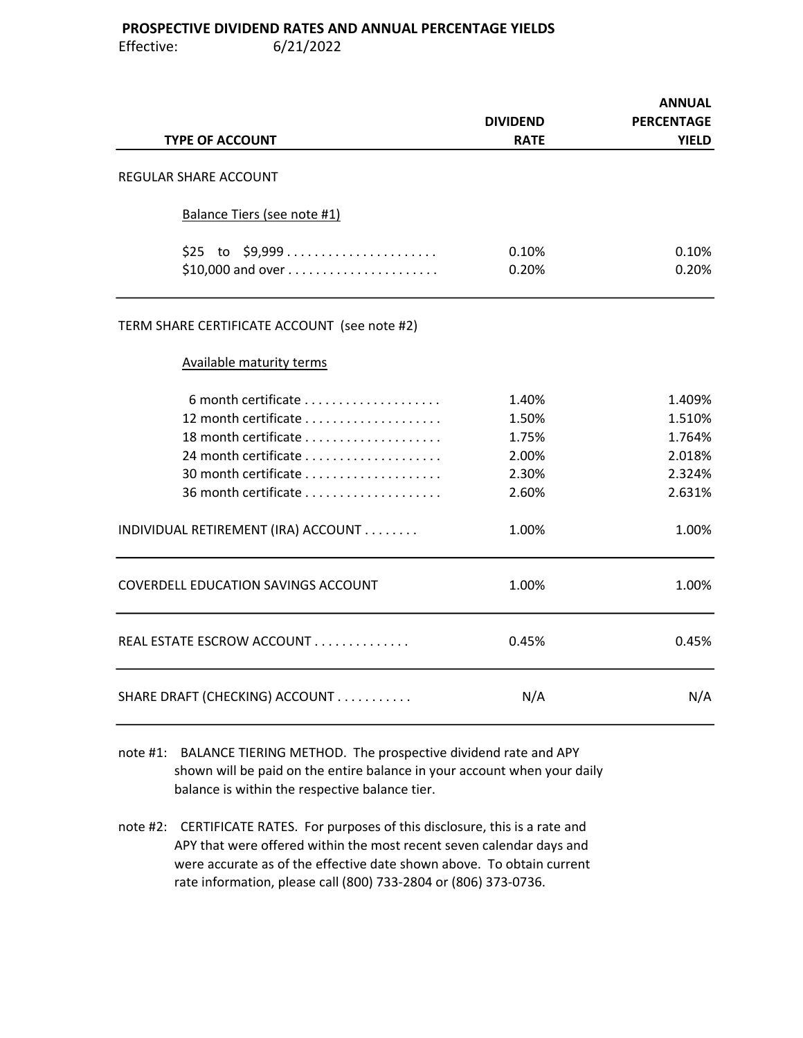**PROSPECTIVE DIVIDEND RATES AND ANNUAL PERCENTAGE YIELDS**

Effective: 6/21/2022

| TYPE OF ACCOUNT | DIVIDEND RATE | ANNUAL PERCENTAGE YIELD |
|---|---|---|
| REGULAR SHARE ACCOUNT | | |
| Balance Tiers (see note #1) | | |
| $25 to $9,999 | 0.10% | 0.10% |
| $10,000 and over | 0.20% | 0.20% |
| TERM SHARE CERTIFICATE ACCOUNT (see note #2) | | |
| Available maturity terms | | |
| 6 month certificate | 1.40% | 1.409% |
| 12 month certificate | 1.50% | 1.510% |
| 18 month certificate | 1.75% | 1.764% |
| 24 month certificate | 2.00% | 2.018% |
| 30 month certificate | 2.30% | 2.324% |
| 36 month certificate | 2.60% | 2.631% |
| INDIVIDUAL RETIREMENT (IRA) ACCOUNT | 1.00% | 1.00% |
| COVERDELL EDUCATION SAVINGS ACCOUNT | 1.00% | 1.00% |
| REAL ESTATE ESCROW ACCOUNT | 0.45% | 0.45% |
| SHARE DRAFT (CHECKING) ACCOUNT | N/A | N/A |

note #1: BALANCE TIERING METHOD. The prospective dividend rate and APY shown will be paid on the entire balance in your account when your daily balance is within the respective balance tier.

note #2: CERTIFICATE RATES. For purposes of this disclosure, this is a rate and APY that were offered within the most recent seven calendar days and were accurate as of the effective date shown above. To obtain current rate information, please call (800) 733-2804 or (806) 373-0736.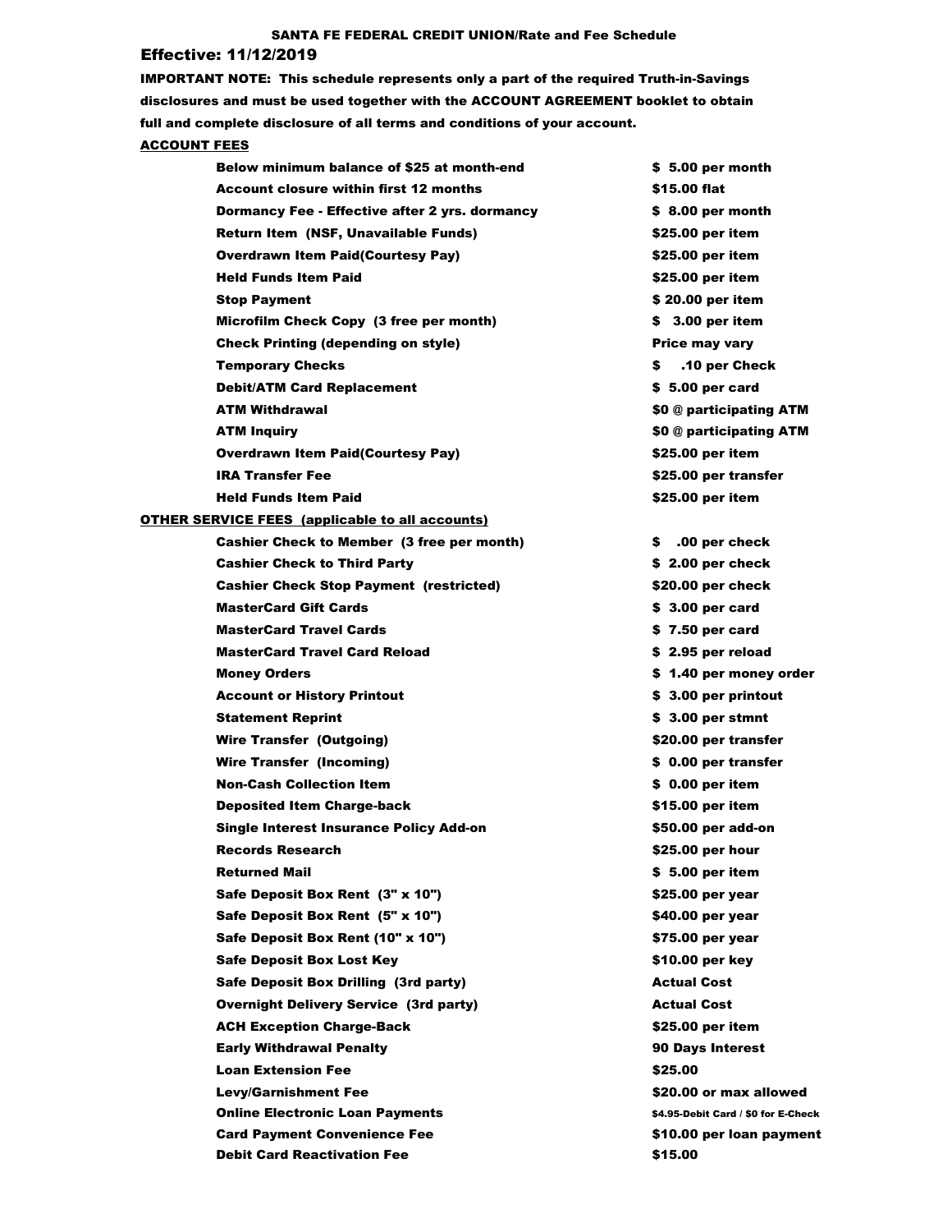SANTA FE FEDERAL CREDIT UNION/Rate and Fee Schedule

**Effective: 11/12/2019**

**IMPORTANT NOTE: This schedule represents only a part of the required Truth-in-Savings disclosures and must be used together with the ACCOUNT AGREEMENT booklet to obtain full and complete disclosure of all terms and conditions of your account.**

## ACCOUNT FEES

| | |
|---|---|
| Below minimum balance of $25 at month-end | $ 5.00 per month |
| Account closure within first 12 months | $15.00 flat |
| Dormancy Fee - Effective after 2 yrs. dormancy | $ 8.00 per month |
| Return Item (NSF, Unavailable Funds) | $25.00 per item |
| Overdrawn Item Paid(Courtesy Pay) | $25.00 per item |
| Held Funds Item Paid | $25.00 per item |
| Stop Payment | $ 20.00 per item |
| Microfilm Check Copy (3 free per month) | $ 3.00 per item |
| Check Printing (depending on style) | Price may vary |
| Temporary Checks | $ .10 per Check |
| Debit/ATM Card Replacement | $ 5.00 per card |
| ATM Withdrawal | $0 @ participating ATM |
| ATM Inquiry | $0 @ participating ATM |
| Overdrawn Item Paid(Courtesy Pay) | $25.00 per item |
| IRA Transfer Fee | $25.00 per transfer |
| Held Funds Item Paid | $25.00 per item |

## OTHER SERVICE FEES (applicable to all accounts)

| | |
|---|---|
| Cashier Check to Member (3 free per month) | $ .00 per check |
| Cashier Check to Third Party | $ 2.00 per check |
| Cashier Check Stop Payment (restricted) | $20.00 per check |
| MasterCard Gift Cards | $ 3.00 per card |
| MasterCard Travel Cards | $ 7.50 per card |
| MasterCard Travel Card Reload | $ 2.95 per reload |
| Money Orders | $ 1.40 per money order |
| Account or History Printout | $ 3.00 per printout |
| Statement Reprint | $ 3.00 per stmnt |
| Wire Transfer (Outgoing) | $20.00 per transfer |
| Wire Transfer (Incoming) | $ 0.00 per transfer |
| Non-Cash Collection Item | $ 0.00 per item |
| Deposited Item Charge-back | $15.00 per item |
| Single Interest Insurance Policy Add-on | $50.00 per add-on |
| Records Research | $25.00 per hour |
| Returned Mail | $ 5.00 per item |
| Safe Deposit Box Rent (3" x 10") | $25.00 per year |
| Safe Deposit Box Rent (5" x 10") | $40.00 per year |
| Safe Deposit Box Rent (10" x 10") | $75.00 per year |
| Safe Deposit Box Lost Key | $10.00 per key |
| Safe Deposit Box Drilling (3rd party) | Actual Cost |
| Overnight Delivery Service (3rd party) | Actual Cost |
| ACH Exception Charge-Back | $25.00 per item |
| Early Withdrawal Penalty | 90 Days Interest |
| Loan Extension Fee | $25.00 |
| Levy/Garnishment Fee | $20.00 or max allowed |
| Online Electronic Loan Payments | $4.95-Debit Card / $0 for E-Check |
| Card Payment Convenience Fee | $10.00 per loan payment |
| Debit Card Reactivation Fee | $15.00 |